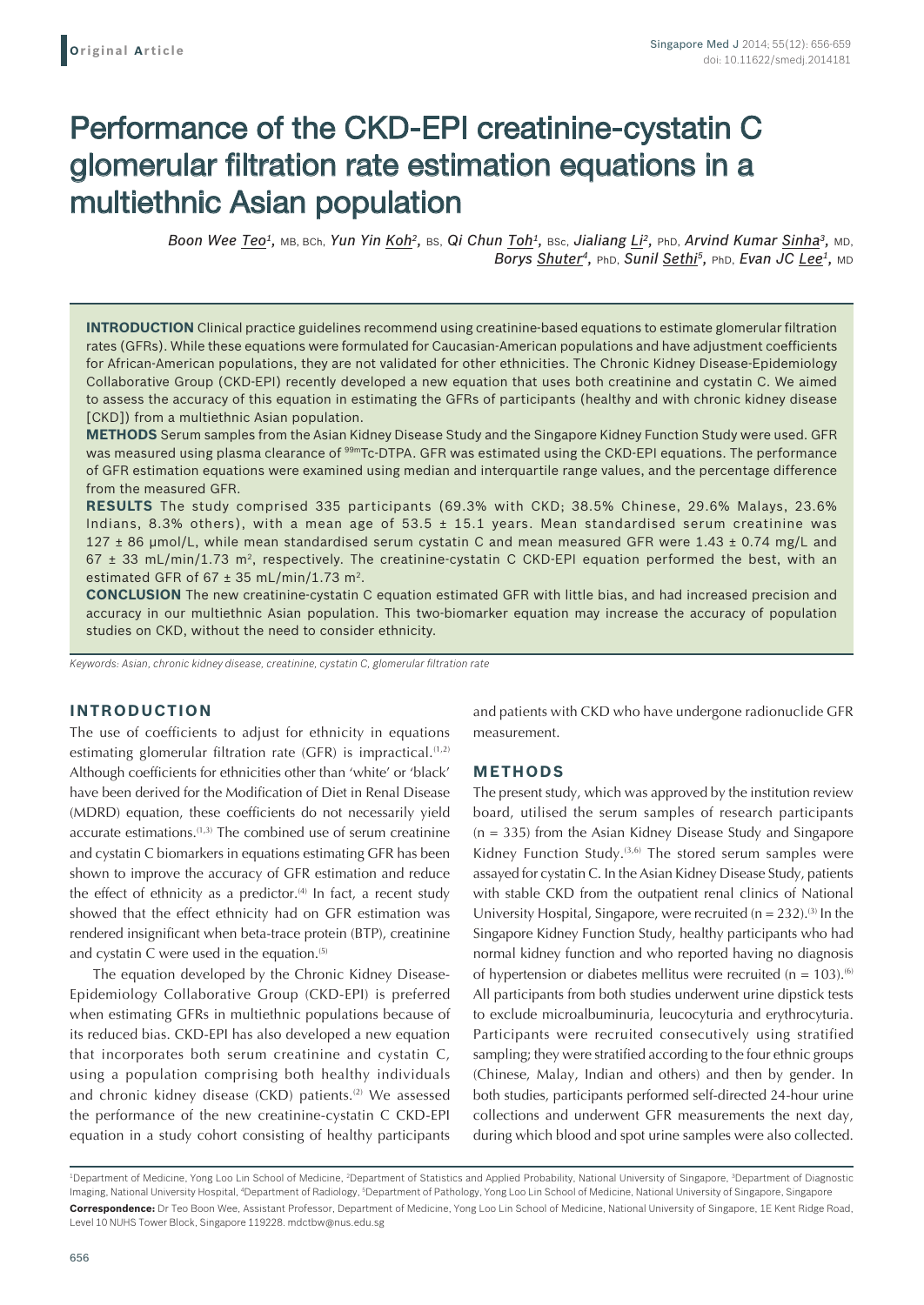Original Article

# Performance of the CKD-EPI creatinine-cystatin C glomerular filtration rate estimation equations in a multiethnic Asian population

*Boon Wee Teo*[1], MB, BCh, *Yun Yin Koh*[2], BS, *Qi Chun Toh*[1], BSc, *Jialiang Li*[2], PhD, *Arvind Kumar Sinha*[3], MD, *Borys Shuter*[4], PhD, *Sunil Sethi*[5], PhD, *Evan JC Lee*[1], MD

**INTRODUCTION** Clinical practice guidelines recommend using creatinine-based equations to estimate glomerular filtration rates (GFRs). While these equations were formulated for Caucasian-American populations and have adjustment coefficients for African-American populations, they are not validated for other ethnicities. The Chronic Kidney Disease-Epidemiology Collaborative Group (CKD-EPI) recently developed a new equation that uses both creatinine and cystatin C. We aimed to assess the accuracy of this equation in estimating the GFRs of participants (healthy and with chronic kidney disease [CKD]) from a multiethnic Asian population.

**METHODS** Serum samples from the Asian Kidney Disease Study and the Singapore Kidney Function Study were used. GFR was measured using plasma clearance of $^{99m}$Tc-DTPA. GFR was estimated using the CKD-EPI equations. The performance of GFR estimation equations were examined using median and interquartile range values, and the percentage difference from the measured GFR.

**RESULTS** The study comprised 335 participants (69.3% with CKD; 38.5% Chinese, 29.6% Malays, 23.6% Indians, 8.3% others), with a mean age of 53.5 ± 15.1 years. Mean standardised serum creatinine was 127 ± 86 μmol/L, while mean standardised serum cystatin C and mean measured GFR were 1.43 ± 0.74 mg/L and 67 ± 33 mL/min/1.73 m$^2$, respectively. The creatinine-cystatin C CKD-EPI equation performed the best, with an estimated GFR of 67 ± 35 mL/min/1.73 m$^2$.

**CONCLUSION** The new creatinine-cystatin C equation estimated GFR with little bias, and had increased precision and accuracy in our multiethnic Asian population. This two-biomarker equation may increase the accuracy of population studies on CKD, without the need to consider ethnicity.

*Keywords: Asian, chronic kidney disease, creatinine, cystatin C, glomerular filtration rate*

## INTRODUCTION

The use of coefficients to adjust for ethnicity in equations estimating glomerular filtration rate (GFR) is impractical.[1,2] Although coefficients for ethnicities other than 'white' or 'black' have been derived for the Modification of Diet in Renal Disease (MDRD) equation, these coefficients do not necessarily yield accurate estimations.[1,3] The combined use of serum creatinine and cystatin C biomarkers in equations estimating GFR has been shown to improve the accuracy of GFR estimation and reduce the effect of ethnicity as a predictor.[4] In fact, a recent study showed that the effect ethnicity had on GFR estimation was rendered insignificant when beta-trace protein (BTP), creatinine and cystatin C were used in the equation.[5]

The equation developed by the Chronic Kidney Disease-Epidemiology Collaborative Group (CKD-EPI) is preferred when estimating GFRs in multiethnic populations because of its reduced bias. CKD-EPI has also developed a new equation that incorporates both serum creatinine and cystatin C, using a population comprising both healthy individuals and chronic kidney disease (CKD) patients.[2] We assessed the performance of the new creatinine-cystatin C CKD-EPI equation in a study cohort consisting of healthy participants and patients with CKD who have undergone radionuclide GFR measurement.

## METHODS

The present study, which was approved by the institution review board, utilised the serum samples of research participants (n = 335) from the Asian Kidney Disease Study and Singapore Kidney Function Study.[3,6] The stored serum samples were assayed for cystatin C. In the Asian Kidney Disease Study, patients with stable CKD from the outpatient renal clinics of National University Hospital, Singapore, were recruited (n = 232).[3] In the Singapore Kidney Function Study, healthy participants who had normal kidney function and who reported having no diagnosis of hypertension or diabetes mellitus were recruited (n = 103).[6] All participants from both studies underwent urine dipstick tests to exclude microalbuminuria, leucocyturia and erythrocyturia. Participants were recruited consecutively using stratified sampling; they were stratified according to the four ethnic groups (Chinese, Malay, Indian and others) and then by gender. In both studies, participants performed self-directed 24-hour urine collections and underwent GFR measurements the next day, during which blood and spot urine samples were also collected.

[1]Department of Medicine, Yong Loo Lin School of Medicine, [2]Department of Statistics and Applied Probability, National University of Singapore, [3]Department of Diagnostic Imaging, National University Hospital, [4]Department of Radiology, [5]Department of Pathology, Yong Loo Lin School of Medicine, National University of Singapore, Singapore

**Correspondence:** Dr Teo Boon Wee, Assistant Professor, Department of Medicine, Yong Loo Lin School of Medicine, National University of Singapore, 1E Kent Ridge Road, Level 10 NUHS Tower Block, Singapore 119228. mdctbw@nus.edu.sg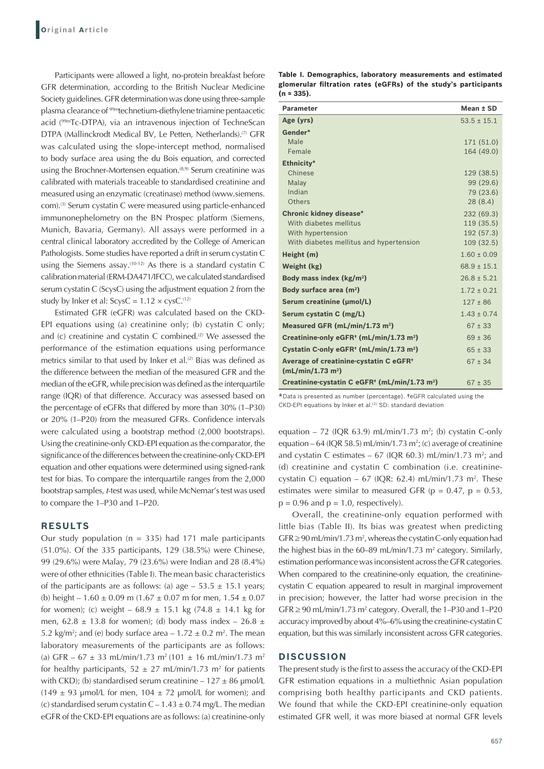Participants were allowed a light, no-protein breakfast before GFR determination, according to the British Nuclear Medicine Society guidelines. GFR determination was done using three-sample plasma clearance of $^{99m}$technetium-diethylene triamine pentaacetic acid ($^{99m}$Tc-DTPA), via an intravenous injection of TechneScan DTPA (Mallinckrodt Medical BV, Le Petten, Netherlands).[7] GFR was calculated using the slope-intercept method, normalised to body surface area using the du Bois equation, and corrected using the Brochner-Mortensen equation.[8,9] Serum creatinine was calibrated with materials traceable to standardised creatinine and measured using an enzymatic (creatinase) method (www.siemens.com).[3] Serum cystatin C were measured using particle-enhanced immunonephelometry on the BN Prospec platform (Siemens, Munich, Bavaria, Germany). All assays were performed in a central clinical laboratory accredited by the College of American Pathologists. Some studies have reported a drift in serum cystatin C using the Siemens assay.[10-12] As there is a standard cystatin C calibration material (ERM-DA471/IFCC), we calculated standardised serum cystatin C (ScysC) using the adjustment equation 2 from the study by Inker et al: ScysC = 1.12 × cysC.[12]

Estimated GFR (eGFR) was calculated based on the CKD-EPI equations using (a) creatinine only; (b) cystatin C only; and (c) creatinine and cystatin C combined.[2] We assessed the performance of the estimation equations using performance metrics similar to that used by Inker et al.[2] Bias was defined as the difference between the median of the measured GFR and the median of the eGFR, while precision was defined as the interquartile range (IQR) of that difference. Accuracy was assessed based on the percentage of eGFRs that differed by more than 30% (1–P30) or 20% (1–P20) from the measured GFRs. Confidence intervals were calculated using a bootstrap method (2,000 bootstraps). Using the creatinine-only CKD-EPI equation as the comparator, the significance of the differences between the creatinine-only CKD-EPI equation and other equations were determined using signed-rank test for bias. To compare the interquartile ranges from the 2,000 bootstrap samples, *t*-test was used, while McNemar's test was used to compare the 1–P30 and 1–P20.

## RESULTS

Our study population (n = 335) had 171 male participants (51.0%). Of the 335 participants, 129 (38.5%) were Chinese, 99 (29.6%) were Malay, 79 (23.6%) were Indian and 28 (8.4%) were of other ethnicities (Table I). The mean basic characteristics of the participants are as follows: (a) age – 53.5 ± 15.1 years; (b) height – 1.60 ± 0.09 m (1.67 ± 0.07 m for men, 1.54 ± 0.07 for women); (c) weight – 68.9 ± 15.1 kg (74.8 ± 14.1 kg for men, 62.8 ± 13.8 for women); (d) body mass index – 26.8 ± 5.2 kg/m²; and (e) body surface area – 1.72 ± 0.2 m². The mean laboratory measurements of the participants are as follows: (a) GFR – 67 ± 33 mL/min/1.73 m² (101 ± 16 mL/min/1.73 m² for healthy participants, 52 ± 27 mL/min/1.73 m² for patients with CKD); (b) standardised serum creatinine – 127 ± 86 μmol/L (149 ± 93 μmol/L for men, 104 ± 72 μmol/L for women); and (c) standardised serum cystatin C – 1.43 ± 0.74 mg/L. The median eGFR of the CKD-EPI equations are as follows: (a) creatinine-only equation – 72 (IQR 63.9) mL/min/1.73 m²; (b) cystatin C-only equation – 64 (IQR 58.5) mL/min/1.73 m²; (c) average of creatinine and cystatin C estimates – 67 (IQR 60.3) mL/min/1.73 m²; and (d) creatinine and cystatin C combination (i.e. creatinine-cystatin C) equation – 67 (IQR: 62.4) mL/min/1.73 m². These estimates were similar to measured GFR ($p = 0.47$, $p = 0.53$, $p = 0.96$ and $p = 1.0$, respectively).

Overall, the creatinine-only equation performed with little bias (Table II). Its bias was greatest when predicting GFR ≥ 90 mL/min/1.73 m², whereas the cystatin C-only equation had the highest bias in the 60–89 mL/min/1.73 m² category. Similarly, estimation performance was inconsistent across the GFR categories. When compared to the creatinine-only equation, the creatinine-cystatin C equation appeared to result in marginal improvement in precision; however, the latter had worse precision in the GFR ≥ 90 mL/min/1.73 m² category. Overall, the 1–P30 and 1–P20 accuracy improved by about 4%–6% using the creatinine-cystatin C equation, but this was similarly inconsistent across GFR categories.

**Table I. Demographics, laboratory measurements and estimated glomerular filtration rates (eGFRs) of the study's participants (n = 335).**

| Parameter | Mean ± SD |
|---|---|
| **Age (yrs)** | 53.5 ± 15.1 |
| **Gender*** | |
| Male | 171 (51.0) |
| Female | 164 (49.0) |
| **Ethnicity*** | |
| Chinese | 129 (38.5) |
| Malay | 99 (29.6) |
| Indian | 79 (23.6) |
| Others | 28 (8.4) |
| **Chronic kidney disease*** | 232 (69.3) |
| With diabetes mellitus | 119 (35.5) |
| With hypertension | 192 (57.3) |
| With diabetes mellitus and hypertension | 109 (32.5) |
| **Height (m)** | 1.60 ± 0.09 |
| **Weight (kg)** | 68.9 ± 15.1 |
| **Body mass index (kg/m²)** | 26.8 ± 5.21 |
| **Body surface area (m²)** | 1.72 ± 0.21 |
| **Serum creatinine (μmol/L)** | 127 ± 86 |
| **Serum cystatin C (mg/L)** | 1.43 ± 0.74 |
| **Measured GFR (mL/min/1.73 m²)** | 67 ± 33 |
| **Creatinine-only eGFR† (mL/min/1.73 m²)** | 69 ± 36 |
| **Cystatin C-only eGFR† (mL/min/1.73 m²)** | 65 ± 33 |
| **Average of creatinine-cystatin C eGFR† (mL/min/1.73 m²)** | 67 ± 34 |
| **Creatinine-cystatin C eGFR† (mL/min/1.73 m²)** | 67 ± 35 |

*Data is presented as number (percentage). †eGFR calculated using the CKD-EPI equations by Inker et al.[2] SD: standard deviation

## DISCUSSION

The present study is the first to assess the accuracy of the CKD-EPI GFR estimation equations in a multiethnic Asian population comprising both healthy participants and CKD patients. We found that while the CKD-EPI creatinine-only equation estimated GFR well, it was more biased at normal GFR levels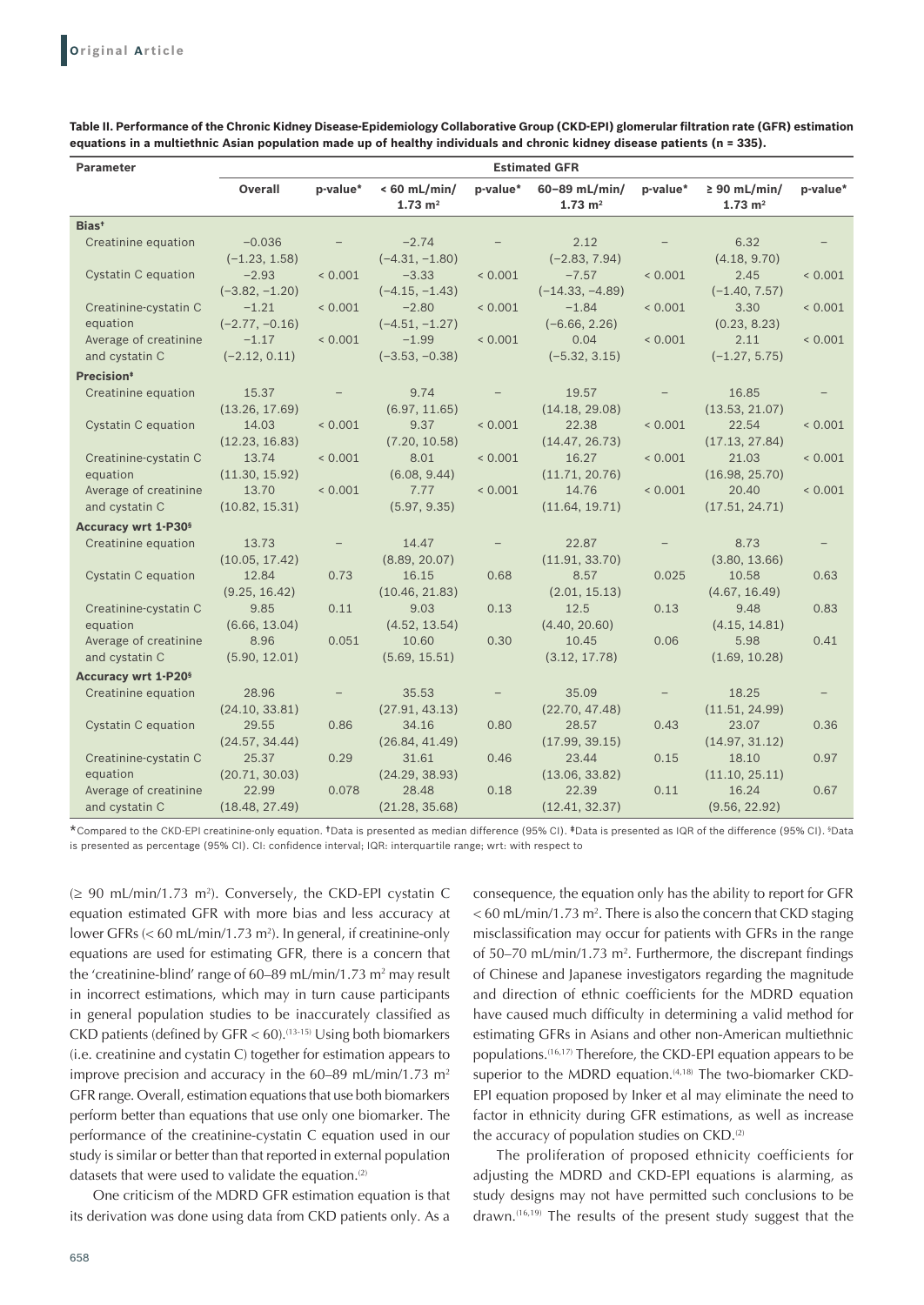**Table II. Performance of the Chronic Kidney Disease-Epidemiology Collaborative Group (CKD-EPI) glomerular filtration rate (GFR) estimation equations in a multiethnic Asian population made up of healthy individuals and chronic kidney disease patients (n = 335).**

| Parameter | Estimated GFR | | | | | | | |
|---|---|---|---|---|---|---|---|---|
| | Overall | p-value* | < 60 mL/min/ 1.73 m² | p-value* | 60–89 mL/min/ 1.73 m² | p-value* | ≥ 90 mL/min/ 1.73 m² | p-value* |
| **Bias†** | | | | | | | | |
| Creatinine equation | −0.036 (−1.23, 1.58) | – | −2.74 (−4.31, −1.80) | – | 2.12 (−2.83, 7.94) | – | 6.32 (4.18, 9.70) | – |
| Cystatin C equation | −2.93 (−3.82, −1.20) | < 0.001 | −3.33 (−4.15, −1.43) | < 0.001 | −7.57 (−14.33, −4.89) | < 0.001 | 2.45 (−1.40, 7.57) | < 0.001 |
| Creatinine-cystatin C equation | −1.21 (−2.77, −0.16) | < 0.001 | −2.80 (−4.51, −1.27) | < 0.001 | −1.84 (−6.66, 2.26) | < 0.001 | 3.30 (0.23, 8.23) | < 0.001 |
| Average of creatinine and cystatin C | −1.17 (−2.12, 0.11) | < 0.001 | −1.99 (−3.53, −0.38) | < 0.001 | 0.04 (−5.32, 3.15) | < 0.001 | 2.11 (−1.27, 5.75) | < 0.001 |
| **Precision‡** | | | | | | | | |
| Creatinine equation | 15.37 (13.26, 17.69) | – | 9.74 (6.97, 11.65) | – | 19.57 (14.18, 29.08) | – | 16.85 (13.53, 21.07) | – |
| Cystatin C equation | 14.03 (12.23, 16.83) | < 0.001 | 9.37 (7.20, 10.58) | < 0.001 | 22.38 (14.47, 26.73) | < 0.001 | 22.54 (17.13, 27.84) | < 0.001 |
| Creatinine-cystatin C equation | 13.74 (11.30, 15.92) | < 0.001 | 8.01 (6.08, 9.44) | < 0.001 | 16.27 (11.71, 20.76) | < 0.001 | 21.03 (16.98, 25.70) | < 0.001 |
| Average of creatinine and cystatin C | 13.70 (10.82, 15.31) | < 0.001 | 7.77 (5.97, 9.35) | < 0.001 | 14.76 (11.64, 19.71) | < 0.001 | 20.40 (17.51, 24.71) | < 0.001 |
| **Accuracy wrt 1-P30§** | | | | | | | | |
| Creatinine equation | 13.73 (10.05, 17.42) | – | 14.47 (8.89, 20.07) | – | 22.87 (11.91, 33.70) | – | 8.73 (3.80, 13.66) | – |
| Cystatin C equation | 12.84 (9.25, 16.42) | 0.73 | 16.15 (10.46, 21.83) | 0.68 | 8.57 (2.01, 15.13) | 0.025 | 10.58 (4.67, 16.49) | 0.63 |
| Creatinine-cystatin C equation | 9.85 (6.66, 13.04) | 0.11 | 9.03 (4.52, 13.54) | 0.13 | 12.5 (4.40, 20.60) | 0.13 | 9.48 (4.15, 14.81) | 0.83 |
| Average of creatinine and cystatin C | 8.96 (5.90, 12.01) | 0.051 | 10.60 (5.69, 15.51) | 0.30 | 10.45 (3.12, 17.78) | 0.06 | 5.98 (1.69, 10.28) | 0.41 |
| **Accuracy wrt 1-P20§** | | | | | | | | |
| Creatinine equation | 28.96 (24.10, 33.81) | – | 35.53 (27.91, 43.13) | – | 35.09 (22.70, 47.48) | – | 18.25 (11.51, 24.99) | – |
| Cystatin C equation | 29.55 (24.57, 34.44) | 0.86 | 34.16 (26.84, 41.49) | 0.80 | 28.57 (17.99, 39.15) | 0.43 | 23.07 (14.97, 31.12) | 0.36 |
| Creatinine-cystatin C equation | 25.37 (20.71, 30.03) | 0.29 | 31.61 (24.29, 38.93) | 0.46 | 23.44 (13.06, 33.82) | 0.15 | 18.10 (11.10, 25.11) | 0.97 |
| Average of creatinine and cystatin C | 22.99 (18.48, 27.49) | 0.078 | 28.48 (21.28, 35.68) | 0.18 | 22.39 (12.41, 32.37) | 0.11 | 16.24 (9.56, 22.92) | 0.67 |

*Compared to the CKD-EPI creatinine-only equation. †Data is presented as median difference (95% CI). ‡Data is presented as IQR of the difference (95% CI). §Data is presented as percentage (95% CI). CI: confidence interval; IQR: interquartile range; wrt: with respect to

(≥ 90 mL/min/1.73 m²). Conversely, the CKD-EPI cystatin C equation estimated GFR with more bias and less accuracy at lower GFRs (< 60 mL/min/1.73 m²). In general, if creatinine-only equations are used for estimating GFR, there is a concern that the 'creatinine-blind' range of 60–89 mL/min/1.73 m² may result in incorrect estimations, which may in turn cause participants in general population studies to be inaccurately classified as CKD patients (defined by GFR < 60).[13-15] Using both biomarkers (i.e. creatinine and cystatin C) together for estimation appears to improve precision and accuracy in the 60–89 mL/min/1.73 m² GFR range. Overall, estimation equations that use both biomarkers perform better than equations that use only one biomarker. The performance of the creatinine-cystatin C equation used in our study is similar or better than that reported in external population datasets that were used to validate the equation.[2]

One criticism of the MDRD GFR estimation equation is that its derivation was done using data from CKD patients only. As a consequence, the equation only has the ability to report for GFR < 60 mL/min/1.73 m². There is also the concern that CKD staging misclassification may occur for patients with GFRs in the range of 50–70 mL/min/1.73 m². Furthermore, the discrepant findings of Chinese and Japanese investigators regarding the magnitude and direction of ethnic coefficients for the MDRD equation have caused much difficulty in determining a valid method for estimating GFRs in Asians and other non-American multiethnic populations.[16,17] Therefore, the CKD-EPI equation appears to be superior to the MDRD equation.[4,18] The two-biomarker CKD-EPI equation proposed by Inker et al may eliminate the need to factor in ethnicity during GFR estimations, as well as increase the accuracy of population studies on CKD.[2]

The proliferation of proposed ethnicity coefficients for adjusting the MDRD and CKD-EPI equations is alarming, as study designs may not have permitted such conclusions to be drawn.[16,19] The results of the present study suggest that the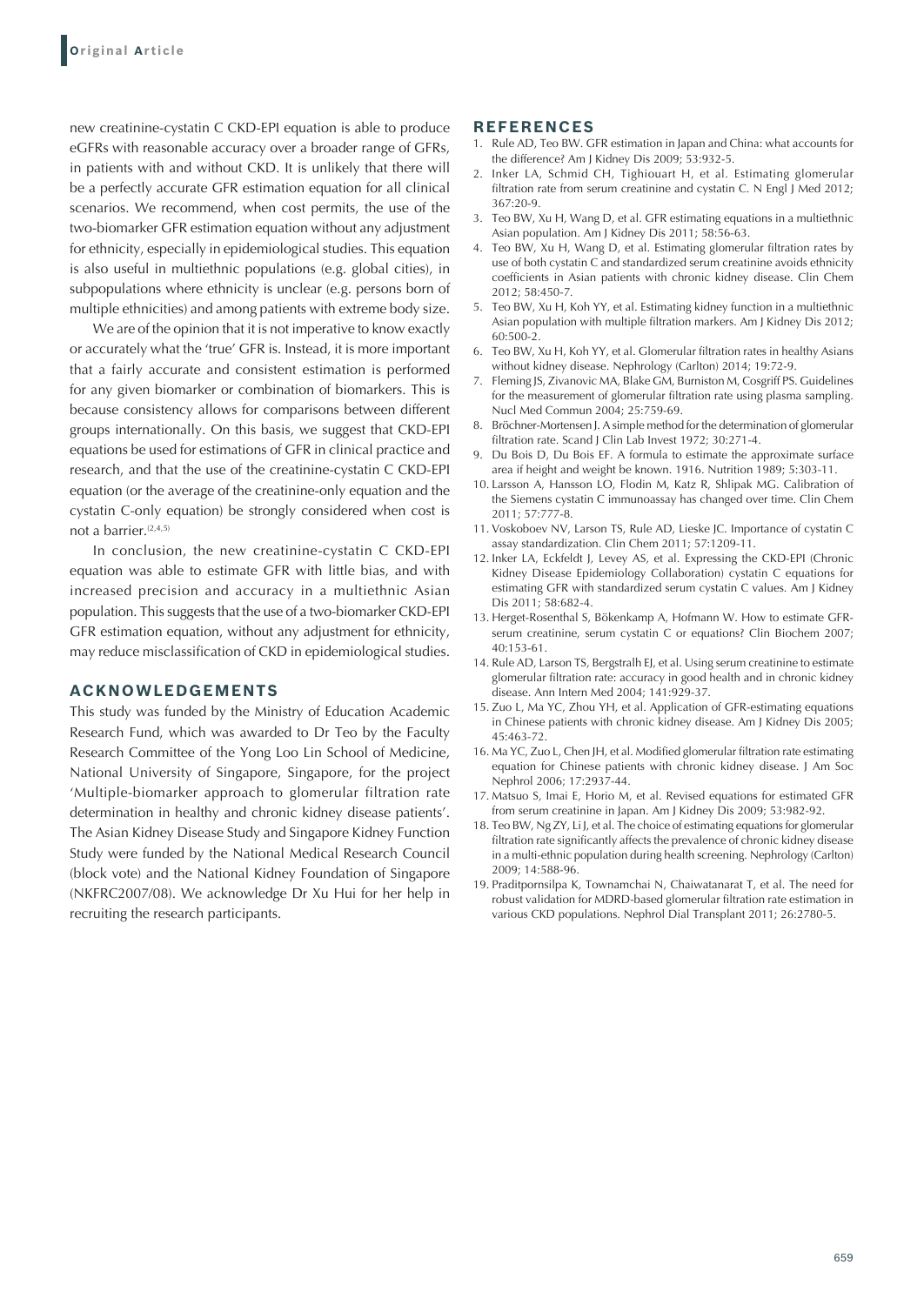new creatinine-cystatin C CKD-EPI equation is able to produce eGFRs with reasonable accuracy over a broader range of GFRs, in patients with and without CKD. It is unlikely that there will be a perfectly accurate GFR estimation equation for all clinical scenarios. We recommend, when cost permits, the use of the two-biomarker GFR estimation equation without any adjustment for ethnicity, especially in epidemiological studies. This equation is also useful in multiethnic populations (e.g. global cities), in subpopulations where ethnicity is unclear (e.g. persons born of multiple ethnicities) and among patients with extreme body size.

We are of the opinion that it is not imperative to know exactly or accurately what the 'true' GFR is. Instead, it is more important that a fairly accurate and consistent estimation is performed for any given biomarker or combination of biomarkers. This is because consistency allows for comparisons between different groups internationally. On this basis, we suggest that CKD-EPI equations be used for estimations of GFR in clinical practice and research, and that the use of the creatinine-cystatin C CKD-EPI equation (or the average of the creatinine-only equation and the cystatin C-only equation) be strongly considered when cost is not a barrier.[2,4,5]

In conclusion, the new creatinine-cystatin C CKD-EPI equation was able to estimate GFR with little bias, and with increased precision and accuracy in a multiethnic Asian population. This suggests that the use of a two-biomarker CKD-EPI GFR estimation equation, without any adjustment for ethnicity, may reduce misclassification of CKD in epidemiological studies.

## ACKNOWLEDGEMENTS

This study was funded by the Ministry of Education Academic Research Fund, which was awarded to Dr Teo by the Faculty Research Committee of the Yong Loo Lin School of Medicine, National University of Singapore, Singapore, for the project 'Multiple-biomarker approach to glomerular filtration rate determination in healthy and chronic kidney disease patients'. The Asian Kidney Disease Study and Singapore Kidney Function Study were funded by the National Medical Research Council (block vote) and the National Kidney Foundation of Singapore (NKFRC2007/08). We acknowledge Dr Xu Hui for her help in recruiting the research participants.

## REFERENCES

1. Rule AD, Teo BW. GFR estimation in Japan and China: what accounts for the difference? Am J Kidney Dis 2009; 53:932-5.
2. Inker LA, Schmid CH, Tighiouart H, et al. Estimating glomerular filtration rate from serum creatinine and cystatin C. N Engl J Med 2012; 367:20-9.
3. Teo BW, Xu H, Wang D, et al. GFR estimating equations in a multiethnic Asian population. Am J Kidney Dis 2011; 58:56-63.
4. Teo BW, Xu H, Wang D, et al. Estimating glomerular filtration rates by use of both cystatin C and standardized serum creatinine avoids ethnicity coefficients in Asian patients with chronic kidney disease. Clin Chem 2012; 58:450-7.
5. Teo BW, Xu H, Koh YY, et al. Estimating kidney function in a multiethnic Asian population with multiple filtration markers. Am J Kidney Dis 2012; 60:500-2.
6. Teo BW, Xu H, Koh YY, et al. Glomerular filtration rates in healthy Asians without kidney disease. Nephrology (Carlton) 2014; 19:72-9.
7. Fleming JS, Zivanovic MA, Blake GM, Burniston M, Cosgriff PS. Guidelines for the measurement of glomerular filtration rate using plasma sampling. Nucl Med Commun 2004; 25:759-69.
8. Bröchner-Mortensen J. A simple method for the determination of glomerular filtration rate. Scand J Clin Lab Invest 1972; 30:271-4.
9. Du Bois D, Du Bois EF. A formula to estimate the approximate surface area if height and weight be known. 1916. Nutrition 1989; 5:303-11.
10. Larsson A, Hansson LO, Flodin M, Katz R, Shlipak MG. Calibration of the Siemens cystatin C immunoassay has changed over time. Clin Chem 2011; 57:777-8.
11. Voskoboev NV, Larson TS, Rule AD, Lieske JC. Importance of cystatin C assay standardization. Clin Chem 2011; 57:1209-11.
12. Inker LA, Eckfeldt J, Levey AS, et al. Expressing the CKD-EPI (Chronic Kidney Disease Epidemiology Collaboration) cystatin C equations for estimating GFR with standardized serum cystatin C values. Am J Kidney Dis 2011; 58:682-4.
13. Herget-Rosenthal S, Bökenkamp A, Hofmann W. How to estimate GFR-serum creatinine, serum cystatin C or equations? Clin Biochem 2007; 40:153-61.
14. Rule AD, Larson TS, Bergstralh EJ, et al. Using serum creatinine to estimate glomerular filtration rate: accuracy in good health and in chronic kidney disease. Ann Intern Med 2004; 141:929-37.
15. Zuo L, Ma YC, Zhou YH, et al. Application of GFR-estimating equations in Chinese patients with chronic kidney disease. Am J Kidney Dis 2005; 45:463-72.
16. Ma YC, Zuo L, Chen JH, et al. Modified glomerular filtration rate estimating equation for Chinese patients with chronic kidney disease. J Am Soc Nephrol 2006; 17:2937-44.
17. Matsuo S, Imai E, Horio M, et al. Revised equations for estimated GFR from serum creatinine in Japan. Am J Kidney Dis 2009; 53:982-92.
18. Teo BW, Ng ZY, Li J, et al. The choice of estimating equations for glomerular filtration rate significantly affects the prevalence of chronic kidney disease in a multi-ethnic population during health screening. Nephrology (Carlton) 2009; 14:588-96.
19. Praditpornsilpa K, Townamchai N, Chaiwatanarat T, et al. The need for robust validation for MDRD-based glomerular filtration rate estimation in various CKD populations. Nephrol Dial Transplant 2011; 26:2780-5.